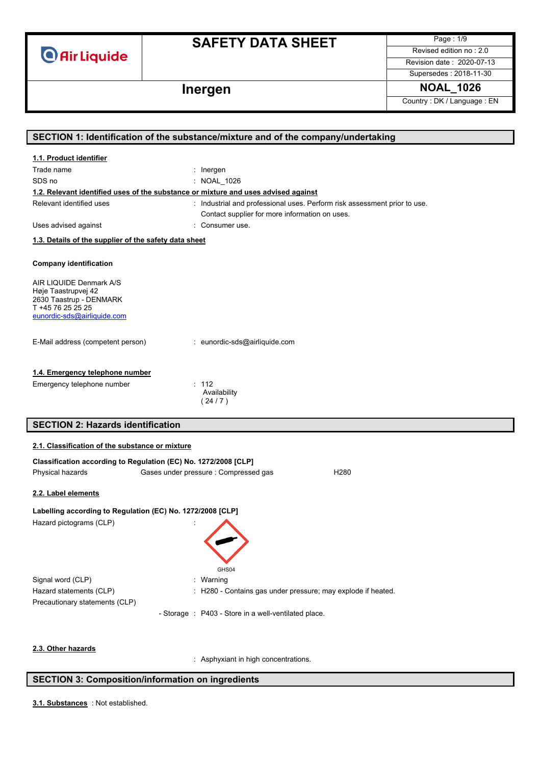# SAFETY DATA SHEET

**Inergen**

| | |
|---|---|
| Revised edition no : 2.0 | |
| Revision date : 2020-07-13 | |
| Supersedes : 2018-11-30 | |
| **NOAL_1026** | |
| Country : DK / Language : EN | |

## SECTION 1: Identification of the substance/mixture and of the company/undertaking

### 1.1. Product identifier

Trade name : Inergen

SDS no : NOAL_1026

### 1.2. Relevant identified uses of the substance or mixture and uses advised against

Relevant identified uses : Industrial and professional uses. Perform risk assessment prior to use. Contact supplier for more information on uses.

Uses advised against : Consumer use.

### 1.3. Details of the supplier of the safety data sheet

**Company identification**

AIR LIQUIDE Denmark A/S
Høje Taastrupvej 42
2630 Taastrup - DENMARK
T +45 76 25 25 25
eunordic-sds@airliquide.com

E-Mail address (competent person) : eunordic-sds@airliquide.com

### 1.4. Emergency telephone number

Emergency telephone number : 112
Availability
( 24 / 7 )

## SECTION 2: Hazards identification

### 2.1. Classification of the substance or mixture

**Classification according to Regulation (EC) No. 1272/2008 [CLP]**

| Physical hazards | Gases under pressure : Compressed gas | H280 |
|---|---|---|

### 2.2. Label elements

**Labelling according to Regulation (EC) No. 1272/2008 [CLP]**

Hazard pictograms (CLP) :

GHS04

Signal word (CLP) : Warning

Hazard statements (CLP) : H280 - Contains gas under pressure; may explode if heated.

Precautionary statements (CLP)

- Storage : P403 - Store in a well-ventilated place.

### 2.3. Other hazards

: Asphyxiant in high concentrations.

## SECTION 3: Composition/information on ingredients

**3.1. Substances** : Not established.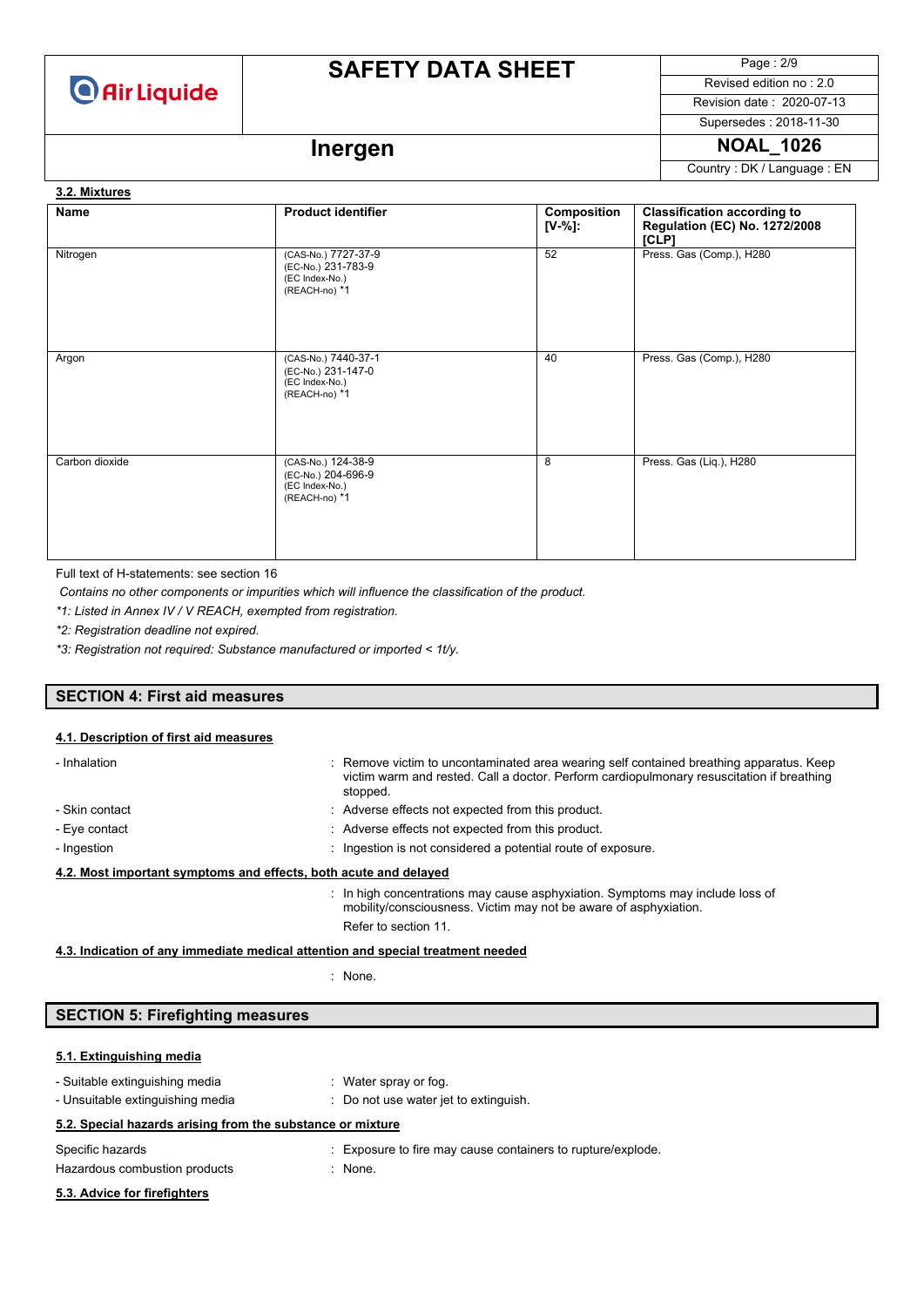### 3.2. Mixtures

| Name | Product identifier | Composition [V-%]: | Classification according to Regulation (EC) No. 1272/2008 [CLP] |
|---|---|---|---|
| Nitrogen | (CAS-No.) 7727-37-9<br>(EC-No.) 231-783-9<br>(EC Index-No.)<br>(REACH-no) *1 | 52 | Press. Gas (Comp.), H280 |
| Argon | (CAS-No.) 7440-37-1<br>(EC-No.) 231-147-0<br>(EC Index-No.)<br>(REACH-no) *1 | 40 | Press. Gas (Comp.), H280 |
| Carbon dioxide | (CAS-No.) 124-38-9<br>(EC-No.) 204-696-9<br>(EC Index-No.)<br>(REACH-no) *1 | 8 | Press. Gas (Liq.), H280 |

Full text of H-statements: see section 16

*Contains no other components or impurities which will influence the classification of the product.*

*\*1: Listed in Annex IV / V REACH, exempted from registration.*

*\*2: Registration deadline not expired.*

*\*3: Registration not required: Substance manufactured or imported < 1t/y.*

## SECTION 4: First aid measures

### 4.1. Description of first aid measures

- Inhalation : Remove victim to uncontaminated area wearing self contained breathing apparatus. Keep victim warm and rested. Call a doctor. Perform cardiopulmonary resuscitation if breathing stopped.
- Skin contact : Adverse effects not expected from this product.
- Eye contact : Adverse effects not expected from this product.
- Ingestion : Ingestion is not considered a potential route of exposure.

### 4.2. Most important symptoms and effects, both acute and delayed

: In high concentrations may cause asphyxiation. Symptoms may include loss of mobility/consciousness. Victim may not be aware of asphyxiation.

Refer to section 11.

### 4.3. Indication of any immediate medical attention and special treatment needed

: None.

## SECTION 5: Firefighting measures

### 5.1. Extinguishing media

- Suitable extinguishing media : Water spray or fog.
- Unsuitable extinguishing media : Do not use water jet to extinguish.

### 5.2. Special hazards arising from the substance or mixture

Specific hazards : Exposure to fire may cause containers to rupture/explode.

Hazardous combustion products : None.

### 5.3. Advice for firefighters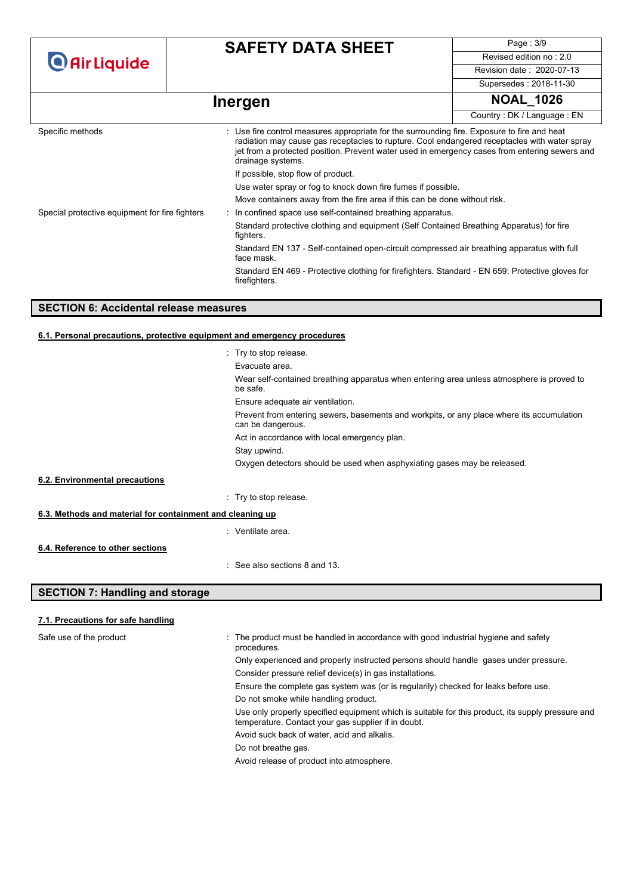| | |
|---|---|
| Specific methods | : Use fire control measures appropriate for the surrounding fire. Exposure to fire and heat radiation may cause gas receptacles to rupture. Cool endangered receptacles with water spray jet from a protected position. Prevent water used in emergency cases from entering sewers and drainage systems.<br>If possible, stop flow of product.<br>Use water spray or fog to knock down fire fumes if possible.<br>Move containers away from the fire area if this can be done without risk. |
| Special protective equipment for fire fighters | : In confined space use self-contained breathing apparatus.<br>Standard protective clothing and equipment (Self Contained Breathing Apparatus) for fire fighters.<br>Standard EN 137 - Self-contained open-circuit compressed air breathing apparatus with full face mask.<br>Standard EN 469 - Protective clothing for firefighters. Standard - EN 659: Protective gloves for firefighters. |

## SECTION 6: Accidental release measures

### 6.1. Personal precautions, protective equipment and emergency procedures

: Try to stop release.
Evacuate area.
Wear self-contained breathing apparatus when entering area unless atmosphere is proved to be safe.
Ensure adequate air ventilation.
Prevent from entering sewers, basements and workpits, or any place where its accumulation can be dangerous.
Act in accordance with local emergency plan.
Stay upwind.
Oxygen detectors should be used when asphyxiating gases may be released.

### 6.2. Environmental precautions

: Try to stop release.

### 6.3. Methods and material for containment and cleaning up

: Ventilate area.

### 6.4. Reference to other sections

: See also sections 8 and 13.

## SECTION 7: Handling and storage

### 7.1. Precautions for safe handling

| | |
|---|---|
| Safe use of the product | : The product must be handled in accordance with good industrial hygiene and safety procedures.<br>Only experienced and properly instructed persons should handle gases under pressure.<br>Consider pressure relief device(s) in gas installations.<br>Ensure the complete gas system was (or is regularily) checked for leaks before use.<br>Do not smoke while handling product.<br>Use only properly specified equipment which is suitable for this product, its supply pressure and temperature. Contact your gas supplier if in doubt.<br>Avoid suck back of water, acid and alkalis.<br>Do not breathe gas.<br>Avoid release of product into atmosphere. |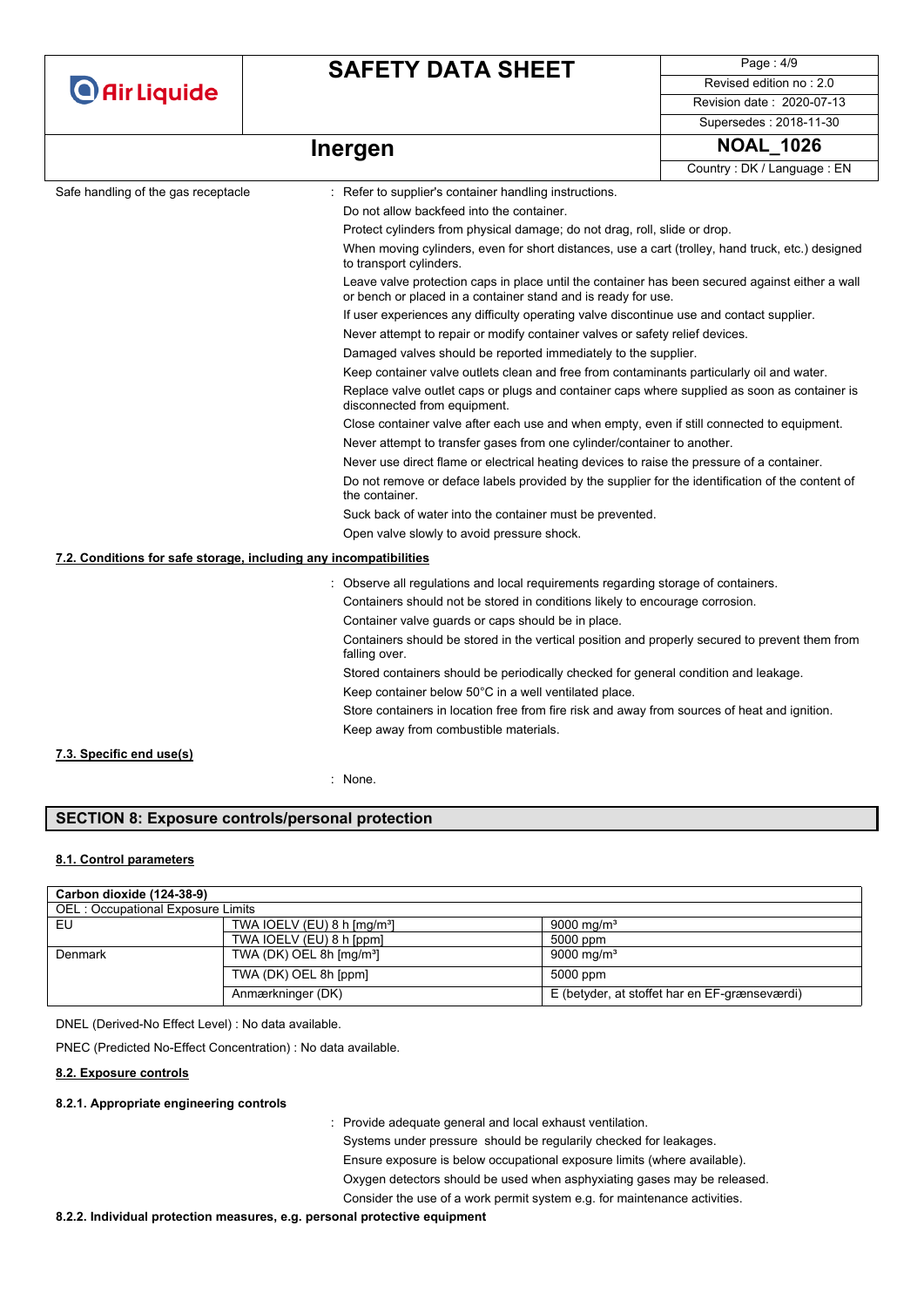Safe handling of the gas receptacle : Refer to supplier's container handling instructions.

Do not allow backfeed into the container.

Protect cylinders from physical damage; do not drag, roll, slide or drop.

When moving cylinders, even for short distances, use a cart (trolley, hand truck, etc.) designed to transport cylinders.

Leave valve protection caps in place until the container has been secured against either a wall or bench or placed in a container stand and is ready for use.

If user experiences any difficulty operating valve discontinue use and contact supplier.

Never attempt to repair or modify container valves or safety relief devices.

Damaged valves should be reported immediately to the supplier.

Keep container valve outlets clean and free from contaminants particularly oil and water.

Replace valve outlet caps or plugs and container caps where supplied as soon as container is disconnected from equipment.

Close container valve after each use and when empty, even if still connected to equipment.

Never attempt to transfer gases from one cylinder/container to another.

Never use direct flame or electrical heating devices to raise the pressure of a container.

Do not remove or deface labels provided by the supplier for the identification of the content of the container.

Suck back of water into the container must be prevented.

Open valve slowly to avoid pressure shock.

### 7.2. Conditions for safe storage, including any incompatibilities

: Observe all regulations and local requirements regarding storage of containers.

Containers should not be stored in conditions likely to encourage corrosion.

Container valve guards or caps should be in place.

Containers should be stored in the vertical position and properly secured to prevent them from falling over.

Stored containers should be periodically checked for general condition and leakage.

Keep container below 50°C in a well ventilated place.

Store containers in location free from fire risk and away from sources of heat and ignition.

Keep away from combustible materials.

### 7.3. Specific end use(s)

: None.

## SECTION 8: Exposure controls/personal protection

### 8.1. Control parameters

| Carbon dioxide (124-38-9) | | |
|---|---|---|
| OEL : Occupational Exposure Limits | | |
| EU | TWA IOELV (EU) 8 h [mg/m³] | 9000 mg/m³ |
| | TWA IOELV (EU) 8 h [ppm] | 5000 ppm |
| Denmark | TWA (DK) OEL 8h [mg/m³] | 9000 mg/m³ |
| | TWA (DK) OEL 8h [ppm] | 5000 ppm |
| | Anmærkninger (DK) | E (betyder, at stoffet har en EF-grænseværdi) |

DNEL (Derived-No Effect Level) : No data available.

PNEC (Predicted No-Effect Concentration) : No data available.

### 8.2. Exposure controls

#### 8.2.1. Appropriate engineering controls

: Provide adequate general and local exhaust ventilation.

Systems under pressure should be regularly checked for leakages.

Ensure exposure is below occupational exposure limits (where available).

Oxygen detectors should be used when asphyxiating gases may be released.

Consider the use of a work permit system e.g. for maintenance activities.

#### 8.2.2. Individual protection measures, e.g. personal protective equipment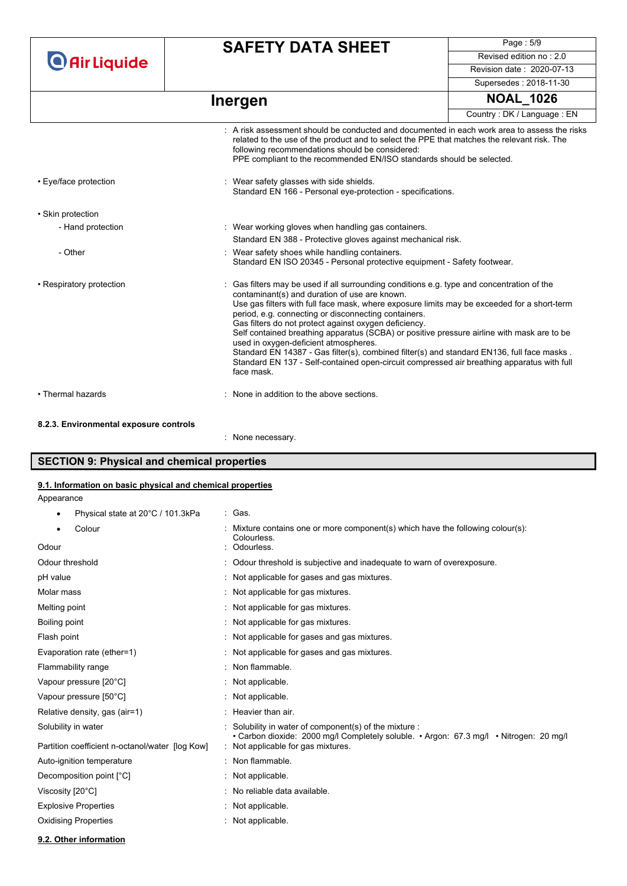: A risk assessment should be conducted and documented in each work area to assess the risks related to the use of the product and to select the PPE that matches the relevant risk. The following recommendations should be considered:
PPE compliant to the recommended EN/ISO standards should be selected.

| | |
|---|---|
| • Eye/face protection | : Wear safety glasses with side shields. Standard EN 166 - Personal eye-protection - specifications. |
| • Skin protection | |
| - Hand protection | : Wear working gloves when handling gas containers. Standard EN 388 - Protective gloves against mechanical risk. |
| - Other | : Wear safety shoes while handling containers. Standard EN ISO 20345 - Personal protective equipment - Safety footwear. |
| • Respiratory protection | : Gas filters may be used if all surrounding conditions e.g. type and concentration of the contaminant(s) and duration of use are known. Use gas filters with full face mask, where exposure limits may be exceeded for a short-term period, e.g. connecting or disconnecting containers. Gas filters do not protect against oxygen deficiency. Self contained breathing apparatus (SCBA) or positive pressure airline with mask are to be used in oxygen-deficient atmospheres. Standard EN 14387 - Gas filter(s), combined filter(s) and standard EN136, full face masks . Standard EN 137 - Self-contained open-circuit compressed air breathing apparatus with full face mask. |
| • Thermal hazards | : None in addition to the above sections. |

**8.2.3. Environmental exposure controls**

: None necessary.

## SECTION 9: Physical and chemical properties

**9.1. Information on basic physical and chemical properties**

Appearance

| | |
|---|---|
| • Physical state at 20°C / 101.3kPa | : Gas. |
| • Colour | : Mixture contains one or more component(s) which have the following colour(s): Colourless. |
| Odour | : Odourless. |
| Odour threshold | : Odour threshold is subjective and inadequate to warn of overexposure. |
| pH value | : Not applicable for gases and gas mixtures. |
| Molar mass | : Not applicable for gas mixtures. |
| Melting point | : Not applicable for gas mixtures. |
| Boiling point | : Not applicable for gas mixtures. |
| Flash point | : Not applicable for gases and gas mixtures. |
| Evaporation rate (ether=1) | : Not applicable for gases and gas mixtures. |
| Flammability range | : Non flammable. |
| Vapour pressure [20°C] | : Not applicable. |
| Vapour pressure [50°C] | : Not applicable. |
| Relative density, gas (air=1) | : Heavier than air. |
| Solubility in water | : Solubility in water of component(s) of the mixture : • Carbon dioxide: 2000 mg/l Completely soluble. • Argon: 67.3 mg/l • Nitrogen: 20 mg/l |
| Partition coefficient n-octanol/water [log Kow] | : Not applicable for gas mixtures. |
| Auto-ignition temperature | : Non flammable. |
| Decomposition point [°C] | : Not applicable. |
| Viscosity [20°C] | : No reliable data available. |
| Explosive Properties | : Not applicable. |
| Oxidising Properties | : Not applicable. |

**9.2. Other information**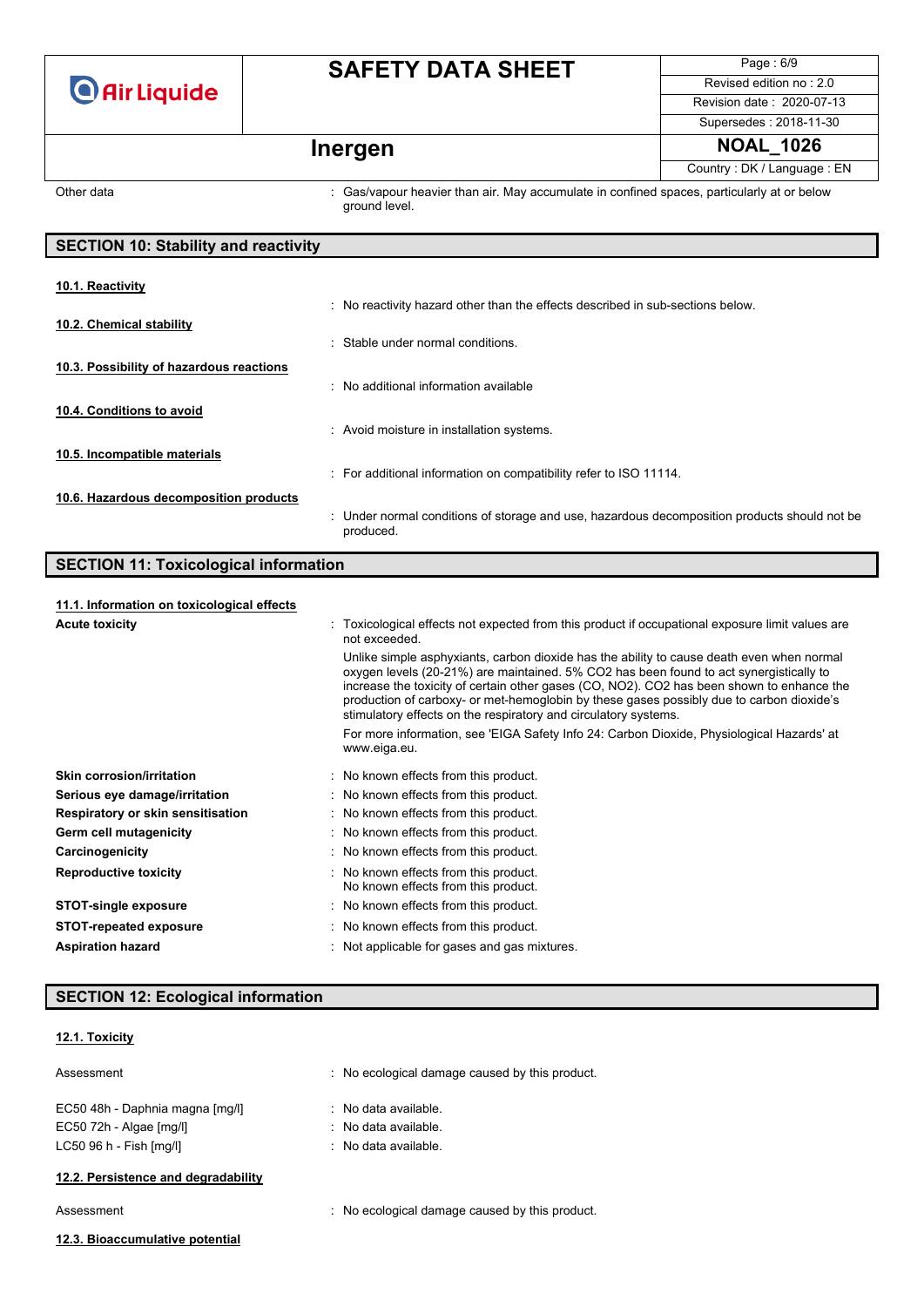Other data : Gas/vapour heavier than air. May accumulate in confined spaces, particularly at or below ground level.

## SECTION 10: Stability and reactivity

**10.1. Reactivity**

: No reactivity hazard other than the effects described in sub-sections below.

**10.2. Chemical stability**

: Stable under normal conditions.

**10.3. Possibility of hazardous reactions**

: No additional information available

**10.4. Conditions to avoid**

: Avoid moisture in installation systems.

**10.5. Incompatible materials**

: For additional information on compatibility refer to ISO 11114.

**10.6. Hazardous decomposition products**

: Under normal conditions of storage and use, hazardous decomposition products should not be produced.

## SECTION 11: Toxicological information

**11.1. Information on toxicological effects**

**Acute toxicity** : Toxicological effects not expected from this product if occupational exposure limit values are not exceeded.

Unlike simple asphyxiants, carbon dioxide has the ability to cause death even when normal oxygen levels (20-21%) are maintained. 5% $CO_2$ has been found to act synergistically to increase the toxicity of certain other gases (CO, $NO_2$). $CO_2$ has been shown to enhance the production of carboxy- or met-hemoglobin by these gases possibly due to carbon dioxide's stimulatory effects on the respiratory and circulatory systems.

For more information, see 'EIGA Safety Info 24: Carbon Dioxide, Physiological Hazards' at www.eiga.eu.

**Skin corrosion/irritation** : No known effects from this product.

**Serious eye damage/irritation** : No known effects from this product.

**Respiratory or skin sensitisation** : No known effects from this product.

**Germ cell mutagenicity** : No known effects from this product.

**Carcinogenicity** : No known effects from this product.

**Reproductive toxicity** : No known effects from this product.
No known effects from this product.

**STOT-single exposure** : No known effects from this product.

**STOT-repeated exposure** : No known effects from this product.

**Aspiration hazard** : Not applicable for gases and gas mixtures.

## SECTION 12: Ecological information

**12.1. Toxicity**

Assessment : No ecological damage caused by this product.

EC50 48h - Daphnia magna [mg/l] : No data available.
EC50 72h - Algae [mg/l] : No data available.
LC50 96 h - Fish [mg/l] : No data available.

**12.2. Persistence and degradability**

Assessment : No ecological damage caused by this product.

**12.3. Bioaccumulative potential**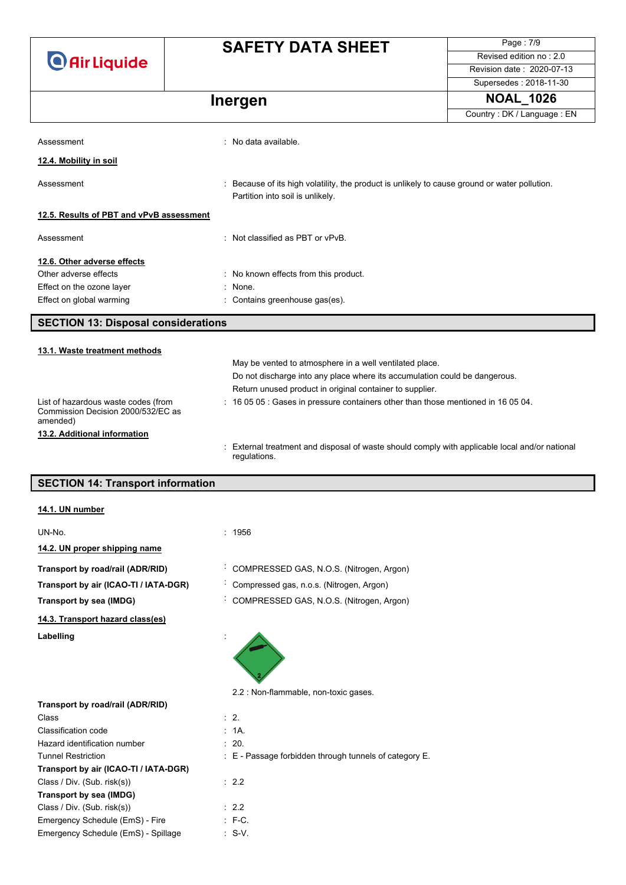| | |
|---|---|
| Assessment | : No data available. |

**12.4. Mobility in soil**

| | |
|---|---|
| Assessment | : Because of its high volatility, the product is unlikely to cause ground or water pollution. Partition into soil is unlikely. |

**12.5. Results of PBT and vPvB assessment**

| | |
|---|---|
| Assessment | : Not classified as PBT or vPvB. |

**12.6. Other adverse effects**

| | |
|---|---|
| Other adverse effects | : No known effects from this product. |
| Effect on the ozone layer | : None. |
| Effect on global warming | : Contains greenhouse gas(es). |

## SECTION 13: Disposal considerations

**13.1. Waste treatment methods**

May be vented to atmosphere in a well ventilated place.
Do not discharge into any place where its accumulation could be dangerous.
Return unused product in original container to supplier.

| | |
|---|---|
| List of hazardous waste codes (from Commission Decision 2000/532/EC as amended) | : 16 05 05 : Gases in pressure containers other than those mentioned in 16 05 04. |

**13.2. Additional information**

: External treatment and disposal of waste should comply with applicable local and/or national regulations.

## SECTION 14: Transport information

**14.1. UN number**

| | |
|---|---|
| UN-No. | : 1956 |

**14.2. UN proper shipping name**

| | |
|---|---|
| **Transport by road/rail (ADR/RID)** | : COMPRESSED GAS, N.O.S. (Nitrogen, Argon) |
| **Transport by air (ICAO-TI / IATA-DGR)** | : Compressed gas, n.o.s. (Nitrogen, Argon) |
| **Transport by sea (IMDG)** | : COMPRESSED GAS, N.O.S. (Nitrogen, Argon) |

**14.3. Transport hazard class(es)**

**Labelling** :

2.2 : Non-flammable, non-toxic gases.

| | |
|---|---|
| **Transport by road/rail (ADR/RID)** | |
| Class | : 2. |
| Classification code | : 1A. |
| Hazard identification number | : 20. |
| Tunnel Restriction | : E - Passage forbidden through tunnels of category E. |
| **Transport by air (ICAO-TI / IATA-DGR)** | |
| Class / Div. (Sub. risk(s)) | : 2.2 |
| **Transport by sea (IMDG)** | |
| Class / Div. (Sub. risk(s)) | : 2.2 |
| Emergency Schedule (EmS) - Fire | : F-C. |
| Emergency Schedule (EmS) - Spillage | : S-V. |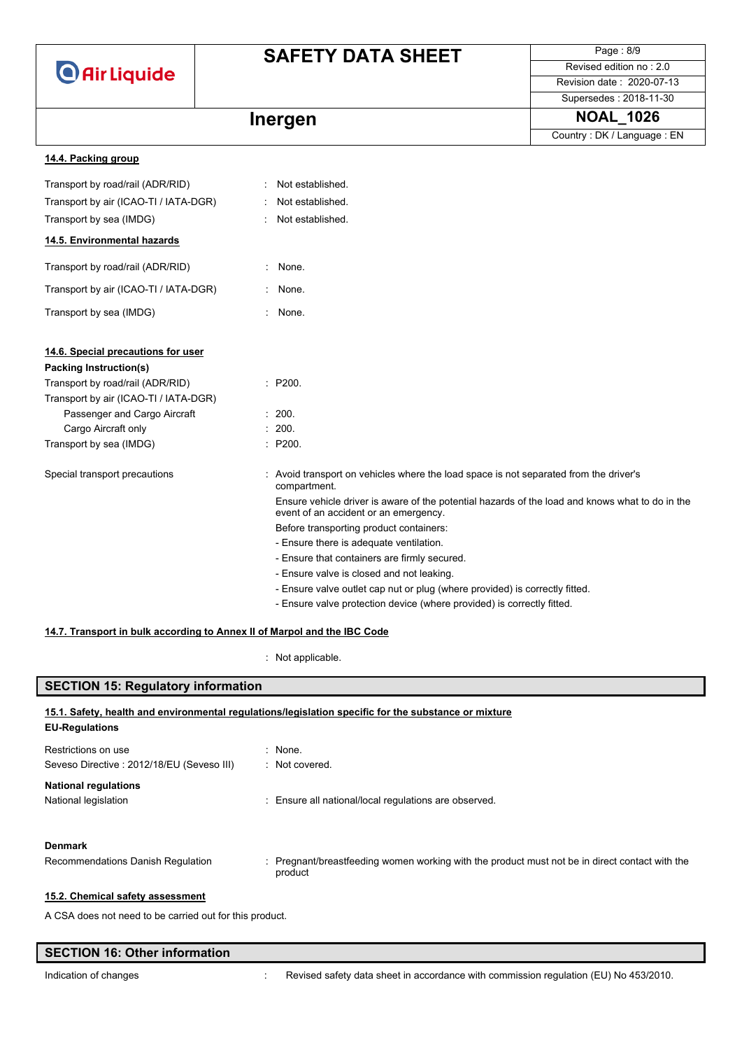#### 14.4. Packing group

| | | |
|---|---|---|
| Transport by road/rail (ADR/RID) | : | Not established. |
| Transport by air (ICAO-TI / IATA-DGR) | : | Not established. |
| Transport by sea (IMDG) | : | Not established. |

#### 14.5. Environmental hazards

| | | |
|---|---|---|
| Transport by road/rail (ADR/RID) | : | None. |
| Transport by air (ICAO-TI / IATA-DGR) | : | None. |
| Transport by sea (IMDG) | : | None. |

#### 14.6. Special precautions for user

**Packing Instruction(s)**

| | | |
|---|---|---|
| Transport by road/rail (ADR/RID) | : | P200. |
| Transport by air (ICAO-TI / IATA-DGR) | | |
| Passenger and Cargo Aircraft | : | 200. |
| Cargo Aircraft only | : | 200. |
| Transport by sea (IMDG) | : | P200. |

Special transport precautions : Avoid transport on vehicles where the load space is not separated from the driver's compartment.

Ensure vehicle driver is aware of the potential hazards of the load and knows what to do in the event of an accident or an emergency.

Before transporting product containers:

- Ensure there is adequate ventilation.
- Ensure that containers are firmly secured.
- Ensure valve is closed and not leaking.
- Ensure valve outlet cap nut or plug (where provided) is correctly fitted.
- Ensure valve protection device (where provided) is correctly fitted.

#### 14.7. Transport in bulk according to Annex II of Marpol and the IBC Code

: Not applicable.

## SECTION 15: Regulatory information

#### 15.1. Safety, health and environmental regulations/legislation specific for the substance or mixture

**EU-Regulations**

| | | |
|---|---|---|
| Restrictions on use | : | None. |
| Seveso Directive : 2012/18/EU (Seveso III) | : | Not covered. |

**National regulations**

| | | |
|---|---|---|
| National legislation | : | Ensure all national/local regulations are observed. |

**Denmark**

| | | |
|---|---|---|
| Recommendations Danish Regulation | : | Pregnant/breastfeeding women working with the product must not be in direct contact with the product |

#### 15.2. Chemical safety assessment

A CSA does not need to be carried out for this product.

## SECTION 16: Other information

| | | |
|---|---|---|
| Indication of changes | : | Revised safety data sheet in accordance with commission regulation (EU) No 453/2010. |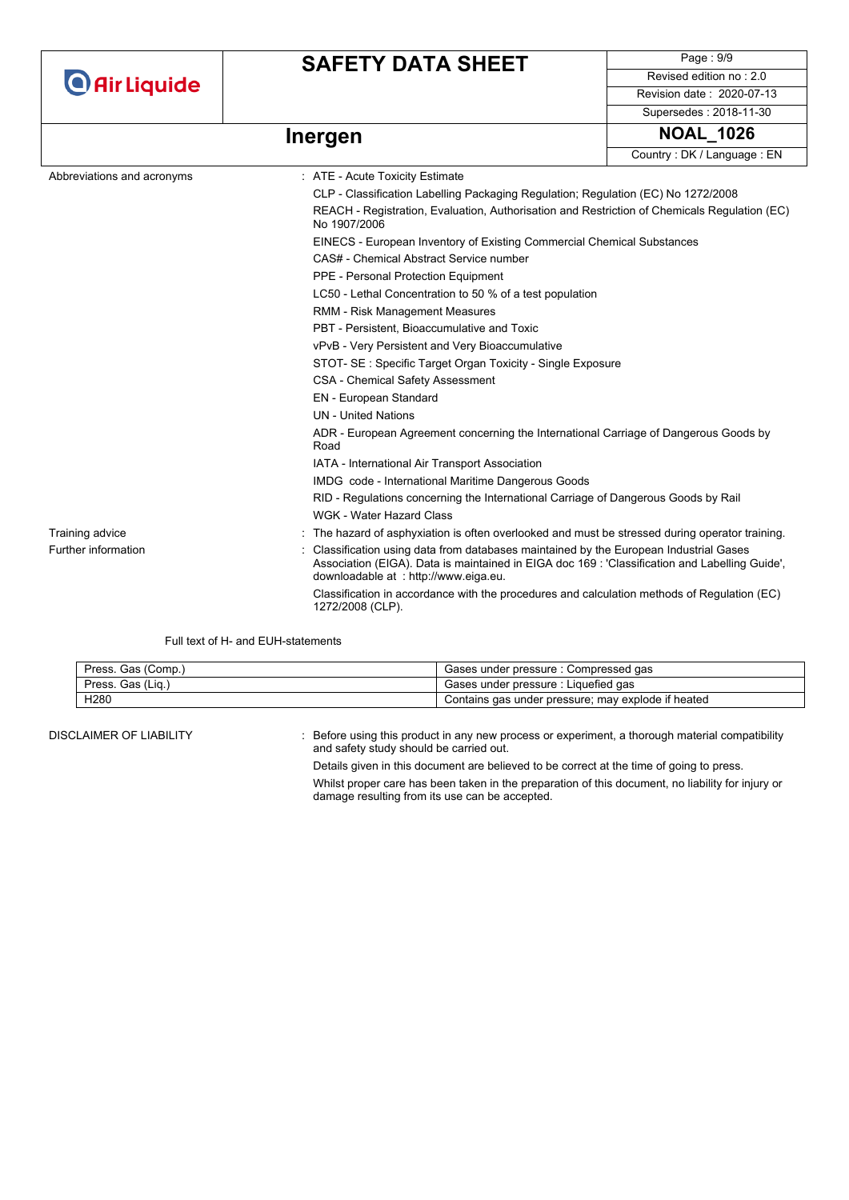Abbreviations and acronyms : ATE - Acute Toxicity Estimate

CLP - Classification Labelling Packaging Regulation; Regulation (EC) No 1272/2008

REACH - Registration, Evaluation, Authorisation and Restriction of Chemicals Regulation (EC) No 1907/2006

EINECS - European Inventory of Existing Commercial Chemical Substances

CAS# - Chemical Abstract Service number

PPE - Personal Protection Equipment

LC50 - Lethal Concentration to 50 % of a test population

RMM - Risk Management Measures

PBT - Persistent, Bioaccumulative and Toxic

vPvB - Very Persistent and Very Bioaccumulative

STOT- SE : Specific Target Organ Toxicity - Single Exposure

CSA - Chemical Safety Assessment

EN - European Standard

UN - United Nations

ADR - European Agreement concerning the International Carriage of Dangerous Goods by Road

IATA - International Air Transport Association

IMDG code - International Maritime Dangerous Goods

RID - Regulations concerning the International Carriage of Dangerous Goods by Rail

WGK - Water Hazard Class

Training advice : The hazard of asphyxiation is often overlooked and must be stressed during operator training.

Further information : Classification using data from databases maintained by the European Industrial Gases Association (EIGA). Data is maintained in EIGA doc 169 : 'Classification and Labelling Guide', downloadable at : http://www.eiga.eu.

Classification in accordance with the procedures and calculation methods of Regulation (EC) 1272/2008 (CLP).

Full text of H- and EUH-statements

| | |
|---|---|
| Press. Gas (Comp.) | Gases under pressure : Compressed gas |
| Press. Gas (Liq.) | Gases under pressure : Liquefied gas |
| H280 | Contains gas under pressure; may explode if heated |

DISCLAIMER OF LIABILITY : Before using this product in any new process or experiment, a thorough material compatibility and safety study should be carried out.

Details given in this document are believed to be correct at the time of going to press.

Whilst proper care has been taken in the preparation of this document, no liability for injury or damage resulting from its use can be accepted.